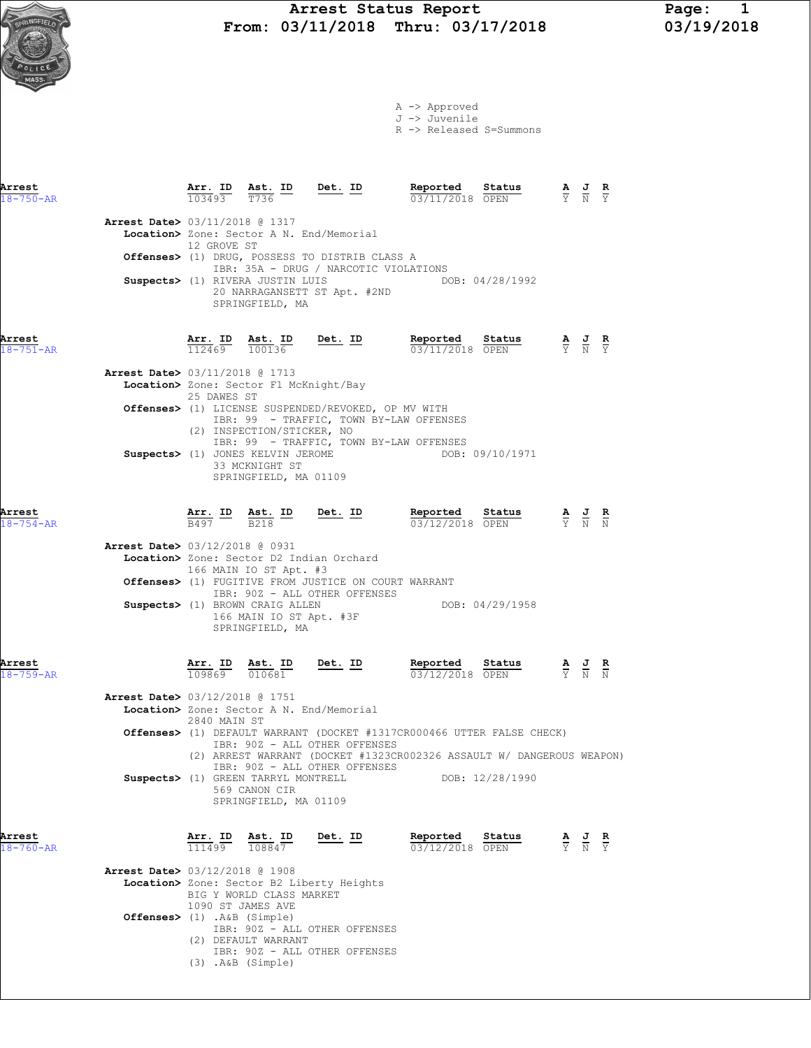# Arrest Status Report
## From: 03/11/2018 Thru: 03/17/2018

Page: 1
03/19/2018

A -> Approved
J -> Juvenile
R -> Released S=Summons

| Arrest | Arr. ID | Ast. ID | Det. ID | Reported | Status | A | J | R |
|---|---|---|---|---|---|---|---|---|
| 18-750-AR | 103493 | T736 | | 03/11/2018 | OPEN | Y | N | Y |

**Arrest Date>** 03/11/2018 @ 1317
**Location>** Zone: Sector A N. End/Memorial
12 GROVE ST
**Offenses>** (1) DRUG, POSSESS TO DISTRIB CLASS A
IBR: 35A - DRUG / NARCOTIC VIOLATIONS
**Suspects>** (1) RIVERA JUSTIN LUIS DOB: 04/28/1992
20 NARRAGANSETT ST Apt. #2ND
SPRINGFIELD, MA

| Arrest | Arr. ID | Ast. ID | Det. ID | Reported | Status | A | J | R |
|---|---|---|---|---|---|---|---|---|
| 18-751-AR | 112469 | 100136 | | 03/11/2018 | OPEN | Y | N | Y |

**Arrest Date>** 03/11/2018 @ 1713
**Location>** Zone: Sector F1 McKnight/Bay
25 DAWES ST
**Offenses>** (1) LICENSE SUSPENDED/REVOKED, OP MV WITH
IBR: 99 - TRAFFIC, TOWN BY-LAW OFFENSES
(2) INSPECTION/STICKER, NO
IBR: 99 - TRAFFIC, TOWN BY-LAW OFFENSES
**Suspects>** (1) JONES KELVIN JEROME DOB: 09/10/1971
33 MCKNIGHT ST
SPRINGFIELD, MA 01109

| Arrest | Arr. ID | Ast. ID | Det. ID | Reported | Status | A | J | R |
|---|---|---|---|---|---|---|---|---|
| 18-754-AR | B497 | B218 | | 03/12/2018 | OPEN | Y | N | N |

**Arrest Date>** 03/12/2018 @ 0931
**Location>** Zone: Sector D2 Indian Orchard
166 MAIN IO ST Apt. #3
**Offenses>** (1) FUGITIVE FROM JUSTICE ON COURT WARRANT
IBR: 90Z - ALL OTHER OFFENSES
**Suspects>** (1) BROWN CRAIG ALLEN DOB: 04/29/1958
166 MAIN IO ST Apt. #3F
SPRINGFIELD, MA

| Arrest | Arr. ID | Ast. ID | Det. ID | Reported | Status | A | J | R |
|---|---|---|---|---|---|---|---|---|
| 18-759-AR | 109869 | 010681 | | 03/12/2018 | OPEN | Y | N | N |

**Arrest Date>** 03/12/2018 @ 1751
**Location>** Zone: Sector A N. End/Memorial
2840 MAIN ST
**Offenses>** (1) DEFAULT WARRANT (DOCKET #1317CR000466 UTTER FALSE CHECK)
IBR: 90Z - ALL OTHER OFFENSES
(2) ARREST WARRANT (DOCKET #1323CR002326 ASSAULT W/ DANGEROUS WEAPON)
IBR: 90Z - ALL OTHER OFFENSES
**Suspects>** (1) GREEN TARRYL MONTRELL DOB: 12/28/1990
569 CANON CIR
SPRINGFIELD, MA 01109

| Arrest | Arr. ID | Ast. ID | Det. ID | Reported | Status | A | J | R |
|---|---|---|---|---|---|---|---|---|
| 18-760-AR | 111499 | 108847 | | 03/12/2018 | OPEN | Y | N | Y |

**Arrest Date>** 03/12/2018 @ 1908
**Location>** Zone: Sector B2 Liberty Heights
BIG Y WORLD CLASS MARKET
1090 ST JAMES AVE
**Offenses>** (1) .A&B (Simple)
IBR: 90Z - ALL OTHER OFFENSES
(2) DEFAULT WARRANT
IBR: 90Z - ALL OTHER OFFENSES
(3) .A&B (Simple)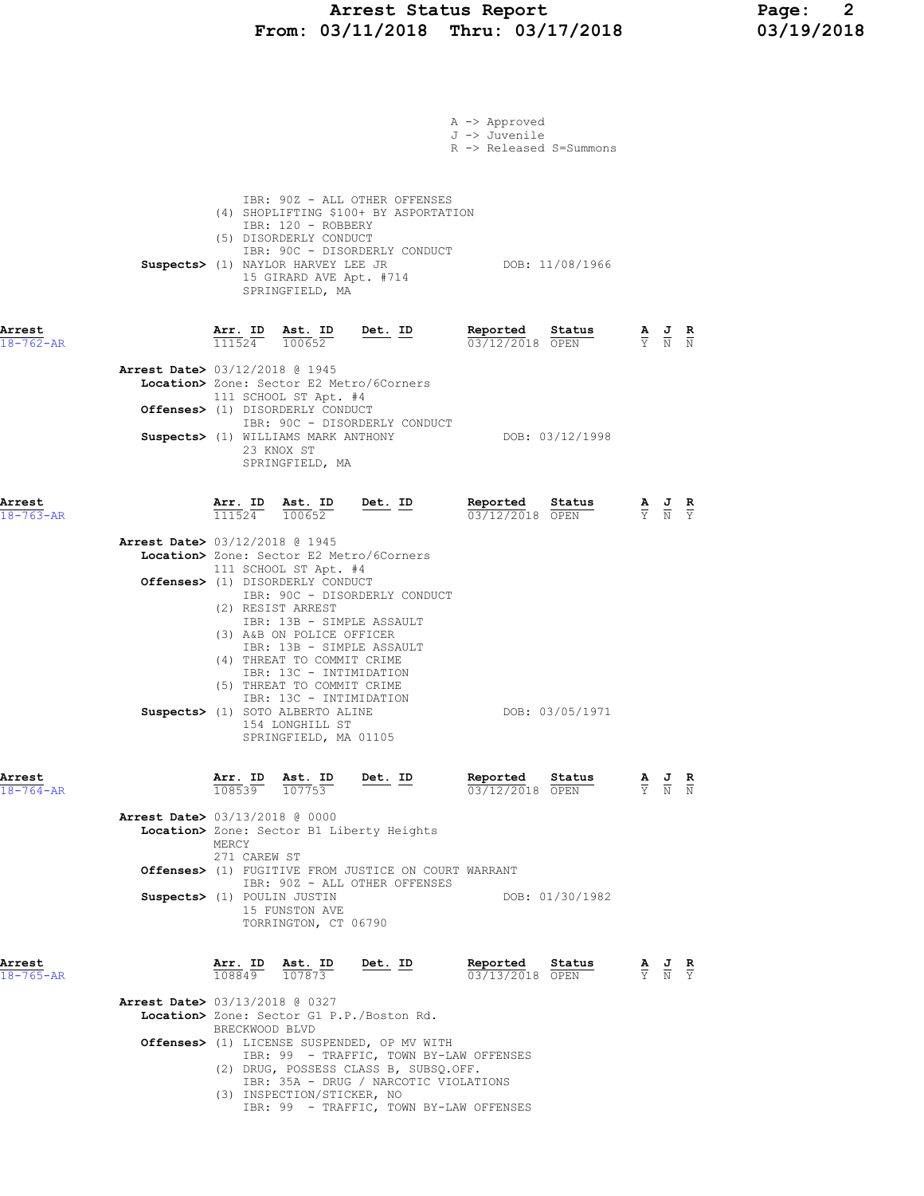A -> Approved
J -> Juvenile
R -> Released S=Summons

IBR: 90Z - ALL OTHER OFFENSES
(4) SHOPLIFTING $100+ BY ASPORTATION
IBR: 120 - ROBBERY
(5) DISORDERLY CONDUCT
IBR: 90C - DISORDERLY CONDUCT

**Suspects>** (1) NAYLOR HARVEY LEE JR DOB: 11/08/1966
15 GIRARD AVE Apt. #714
SPRINGFIELD, MA

---

**Arrest** 18-762-AR

| Arr. ID | Ast. ID | Det. ID | Reported | Status | A | J | R |
|---|---|---|---|---|---|---|---|
| 111524 | 100652 | | 03/12/2018 | OPEN | Y | N | N |

**Arrest Date>** 03/12/2018 @ 1945
**Location>** Zone: Sector E2 Metro/6Corners
111 SCHOOL ST Apt. #4
**Offenses>** (1) DISORDERLY CONDUCT
IBR: 90C - DISORDERLY CONDUCT
**Suspects>** (1) WILLIAMS MARK ANTHONY DOB: 03/12/1998
23 KNOX ST
SPRINGFIELD, MA

---

**Arrest** 18-763-AR

| Arr. ID | Ast. ID | Det. ID | Reported | Status | A | J | R |
|---|---|---|---|---|---|---|---|
| 111524 | 100652 | | 03/12/2018 | OPEN | Y | N | Y |

**Arrest Date>** 03/12/2018 @ 1945
**Location>** Zone: Sector E2 Metro/6Corners
111 SCHOOL ST Apt. #4
**Offenses>** (1) DISORDERLY CONDUCT
IBR: 90C - DISORDERLY CONDUCT
(2) RESIST ARREST
IBR: 13B - SIMPLE ASSAULT
(3) A&B ON POLICE OFFICER
IBR: 13B - SIMPLE ASSAULT
(4) THREAT TO COMMIT CRIME
IBR: 13C - INTIMIDATION
(5) THREAT TO COMMIT CRIME
IBR: 13C - INTIMIDATION
**Suspects>** (1) SOTO ALBERTO ALINE DOB: 03/05/1971
154 LONGHILL ST
SPRINGFIELD, MA 01105

---

**Arrest** 18-764-AR

| Arr. ID | Ast. ID | Det. ID | Reported | Status | A | J | R |
|---|---|---|---|---|---|---|---|
| 108539 | 107753 | | 03/12/2018 | OPEN | Y | N | N |

**Arrest Date>** 03/13/2018 @ 0000
**Location>** Zone: Sector B1 Liberty Heights
MERCY
271 CAREW ST
**Offenses>** (1) FUGITIVE FROM JUSTICE ON COURT WARRANT
IBR: 90Z - ALL OTHER OFFENSES
**Suspects>** (1) POULIN JUSTIN DOB: 01/30/1982
15 FUNSTON AVE
TORRINGTON, CT 06790

---

**Arrest** 18-765-AR

| Arr. ID | Ast. ID | Det. ID | Reported | Status | A | J | R |
|---|---|---|---|---|---|---|---|
| 108849 | 107873 | | 03/13/2018 | OPEN | Y | N | Y |

**Arrest Date>** 03/13/2018 @ 0327
**Location>** Zone: Sector G1 P.P./Boston Rd.
BRECKWOOD BLVD
**Offenses>** (1) LICENSE SUSPENDED, OP MV WITH
IBR: 99 - TRAFFIC, TOWN BY-LAW OFFENSES
(2) DRUG, POSSESS CLASS B, SUBSQ.OFF.
IBR: 35A - DRUG / NARCOTIC VIOLATIONS
(3) INSPECTION/STICKER, NO
IBR: 99 - TRAFFIC, TOWN BY-LAW OFFENSES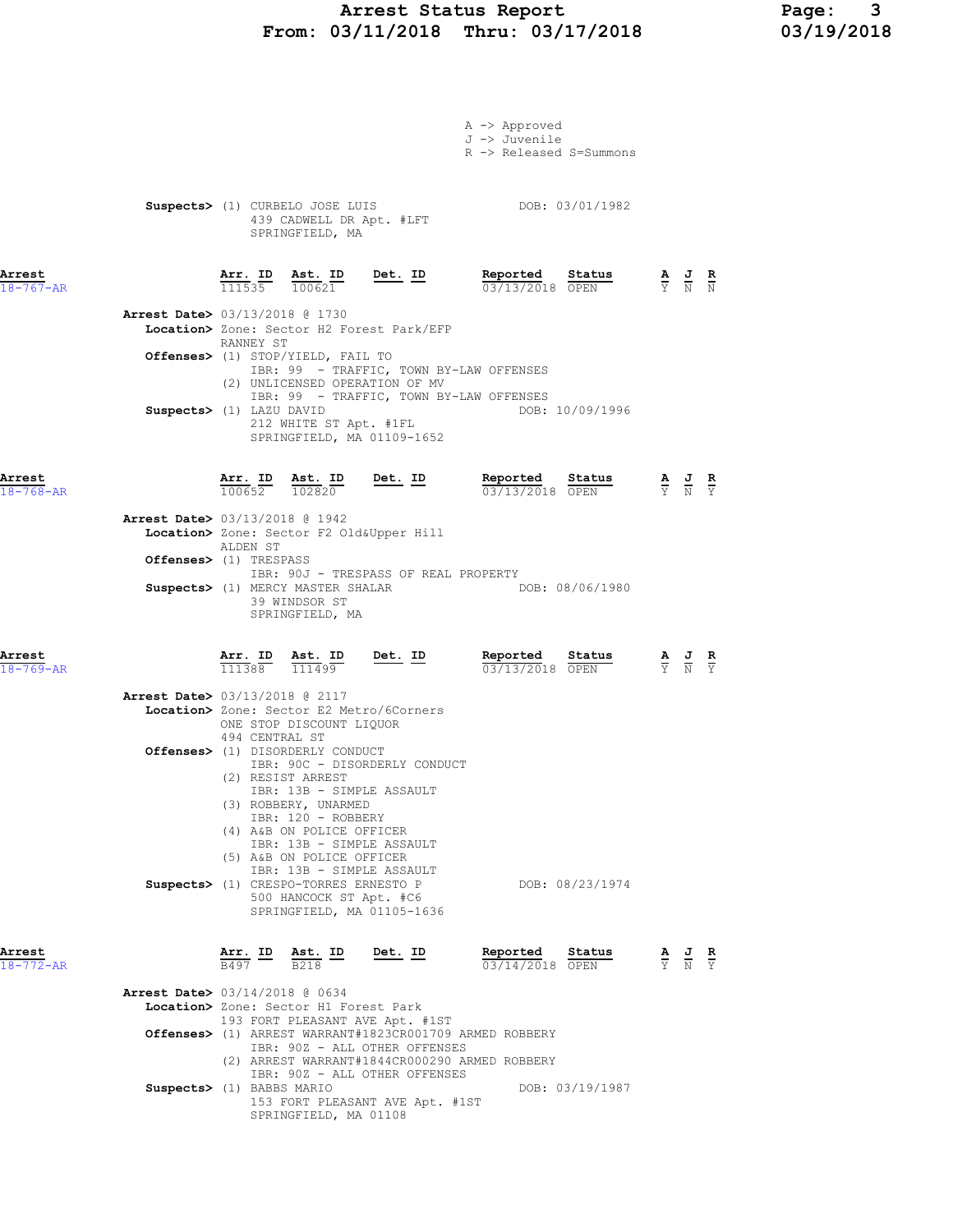A -> Approved
J -> Juvenile
R -> Released S=Summons

**Suspects>** (1) CURBELO JOSE LUIS DOB: 03/01/1982
439 CADWELL DR Apt. #LFT
SPRINGFIELD, MA

| Arrest | Arr. ID | Ast. ID | Det. ID | Reported | Status | A | J | R |
|---|---|---|---|---|---|---|---|---|
| 18-767-AR | 111535 | 100621 | | 03/13/2018 | OPEN | Y | N | N |

**Arrest Date>** 03/13/2018 @ 1730
**Location>** Zone: Sector H2 Forest Park/EFP
RANNEY ST
**Offenses>** (1) STOP/YIELD, FAIL TO
IBR: 99 - TRAFFIC, TOWN BY-LAW OFFENSES
(2) UNLICENSED OPERATION OF MV
IBR: 99 - TRAFFIC, TOWN BY-LAW OFFENSES
**Suspects>** (1) LAZU DAVID DOB: 10/09/1996
212 WHITE ST Apt. #1FL
SPRINGFIELD, MA 01109-1652

| Arrest | Arr. ID | Ast. ID | Det. ID | Reported | Status | A | J | R |
|---|---|---|---|---|---|---|---|---|
| 18-768-AR | 100652 | 102820 | | 03/13/2018 | OPEN | Y | N | Y |

**Arrest Date>** 03/13/2018 @ 1942
**Location>** Zone: Sector F2 Old&Upper Hill
ALDEN ST
**Offenses>** (1) TRESPASS
IBR: 90J - TRESPASS OF REAL PROPERTY
**Suspects>** (1) MERCY MASTER SHALAR DOB: 08/06/1980
39 WINDSOR ST
SPRINGFIELD, MA

| Arrest | Arr. ID | Ast. ID | Det. ID | Reported | Status | A | J | R |
|---|---|---|---|---|---|---|---|---|
| 18-769-AR | 111388 | 111499 | | 03/13/2018 | OPEN | Y | N | Y |

**Arrest Date>** 03/13/2018 @ 2117
**Location>** Zone: Sector E2 Metro/6Corners
ONE STOP DISCOUNT LIQUOR
494 CENTRAL ST
**Offenses>** (1) DISORDERLY CONDUCT
IBR: 90C - DISORDERLY CONDUCT
(2) RESIST ARREST
IBR: 13B - SIMPLE ASSAULT
(3) ROBBERY, UNARMED
IBR: 120 - ROBBERY
(4) A&B ON POLICE OFFICER
IBR: 13B - SIMPLE ASSAULT
(5) A&B ON POLICE OFFICER
IBR: 13B - SIMPLE ASSAULT
**Suspects>** (1) CRESPO-TORRES ERNESTO P DOB: 08/23/1974
500 HANCOCK ST Apt. #C6
SPRINGFIELD, MA 01105-1636

| Arrest | Arr. ID | Ast. ID | Det. ID | Reported | Status | A | J | R |
|---|---|---|---|---|---|---|---|---|
| 18-772-AR | B497 | B218 | | 03/14/2018 | OPEN | Y | N | Y |

**Arrest Date>** 03/14/2018 @ 0634
**Location>** Zone: Sector H1 Forest Park
193 FORT PLEASANT AVE Apt. #1ST
**Offenses>** (1) ARREST WARRANT#1823CR001709 ARMED ROBBERY
IBR: 90Z - ALL OTHER OFFENSES
(2) ARREST WARRANT#1844CR000290 ARMED ROBBERY
IBR: 90Z - ALL OTHER OFFENSES
**Suspects>** (1) BABBS MARIO DOB: 03/19/1987
153 FORT PLEASANT AVE Apt. #1ST
SPRINGFIELD, MA 01108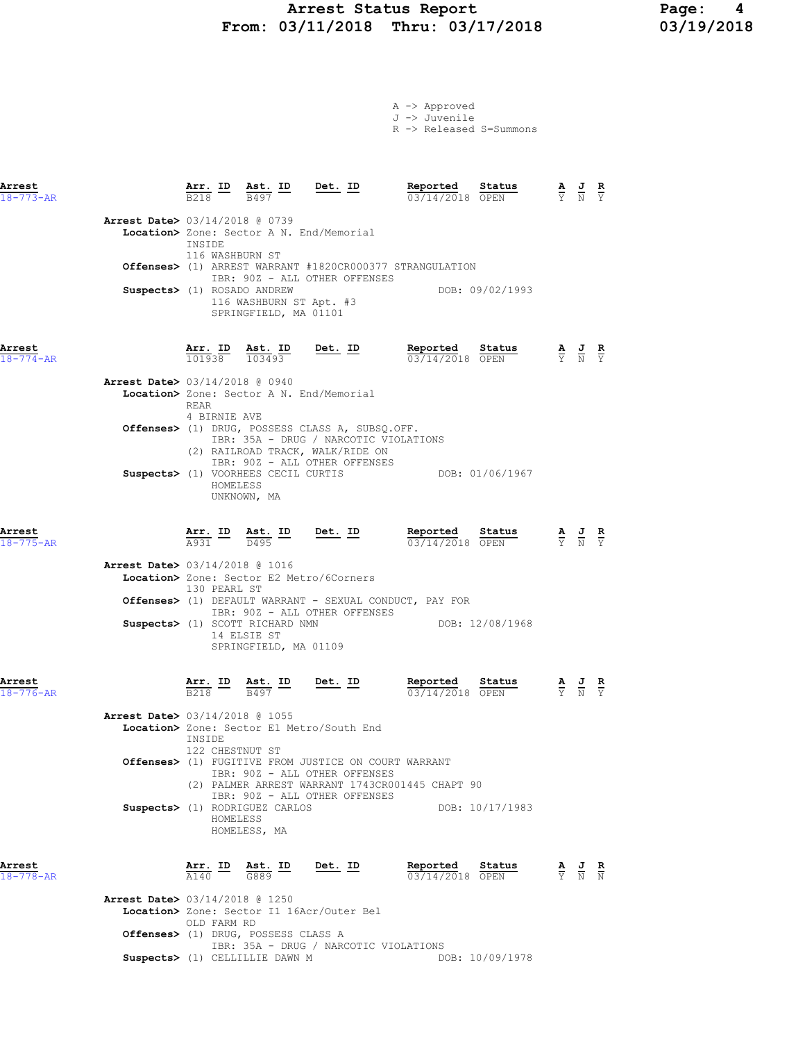A -> Approved
J -> Juvenile
R -> Released S=Summons

| Arrest | Arr. ID | Ast. ID | Det. ID | Reported | Status | A | J | R |
|---|---|---|---|---|---|---|---|---|
| 18-773-AR | B218 | B497 | | 03/14/2018 | OPEN | Y | N | Y |

**Arrest Date>** 03/14/2018 @ 0739
**Location>** Zone: Sector A N. End/Memorial
INSIDE
116 WASHBURN ST
**Offenses>** (1) ARREST WARRANT #1820CR000377 STRANGULATION
IBR: 90Z - ALL OTHER OFFENSES
**Suspects>** (1) ROSADO ANDREW DOB: 09/02/1993
116 WASHBURN ST Apt. #3
SPRINGFIELD, MA 01101

| Arrest | Arr. ID | Ast. ID | Det. ID | Reported | Status | A | J | R |
|---|---|---|---|---|---|---|---|---|
| 18-774-AR | 101938 | 103493 | | 03/14/2018 | OPEN | Y | N | Y |

**Arrest Date>** 03/14/2018 @ 0940
**Location>** Zone: Sector A N. End/Memorial
REAR
4 BIRNIE AVE
**Offenses>** (1) DRUG, POSSESS CLASS A, SUBSQ.OFF.
IBR: 35A - DRUG / NARCOTIC VIOLATIONS
(2) RAILROAD TRACK, WALK/RIDE ON
IBR: 90Z - ALL OTHER OFFENSES
**Suspects>** (1) VOORHEES CECIL CURTIS DOB: 01/06/1967
HOMELESS
UNKNOWN, MA

| Arrest | Arr. ID | Ast. ID | Det. ID | Reported | Status | A | J | R |
|---|---|---|---|---|---|---|---|---|
| 18-775-AR | A931 | D495 | | 03/14/2018 | OPEN | Y | N | Y |

**Arrest Date>** 03/14/2018 @ 1016
**Location>** Zone: Sector E2 Metro/6Corners
130 PEARL ST
**Offenses>** (1) DEFAULT WARRANT - SEXUAL CONDUCT, PAY FOR
IBR: 90Z - ALL OTHER OFFENSES
**Suspects>** (1) SCOTT RICHARD NMN DOB: 12/08/1968
14 ELSIE ST
SPRINGFIELD, MA 01109

| Arrest | Arr. ID | Ast. ID | Det. ID | Reported | Status | A | J | R |
|---|---|---|---|---|---|---|---|---|
| 18-776-AR | B218 | B497 | | 03/14/2018 | OPEN | Y | N | Y |

**Arrest Date>** 03/14/2018 @ 1055
**Location>** Zone: Sector E1 Metro/South End
INSIDE
122 CHESTNUT ST
**Offenses>** (1) FUGITIVE FROM JUSTICE ON COURT WARRANT
IBR: 90Z - ALL OTHER OFFENSES
(2) PALMER ARREST WARRANT 1743CR001445 CHAPT 90
IBR: 90Z - ALL OTHER OFFENSES
**Suspects>** (1) RODRIGUEZ CARLOS DOB: 10/17/1983
HOMELESS
HOMELESS, MA

| Arrest | Arr. ID | Ast. ID | Det. ID | Reported | Status | A | J | R |
|---|---|---|---|---|---|---|---|---|
| 18-778-AR | A140 | G889 | | 03/14/2018 | OPEN | Y | N | N |

**Arrest Date>** 03/14/2018 @ 1250
**Location>** Zone: Sector I1 16Acr/Outer Bel
OLD FARM RD
**Offenses>** (1) DRUG, POSSESS CLASS A
IBR: 35A - DRUG / NARCOTIC VIOLATIONS
**Suspects>** (1) CELLILLIE DAWN M DOB: 10/09/1978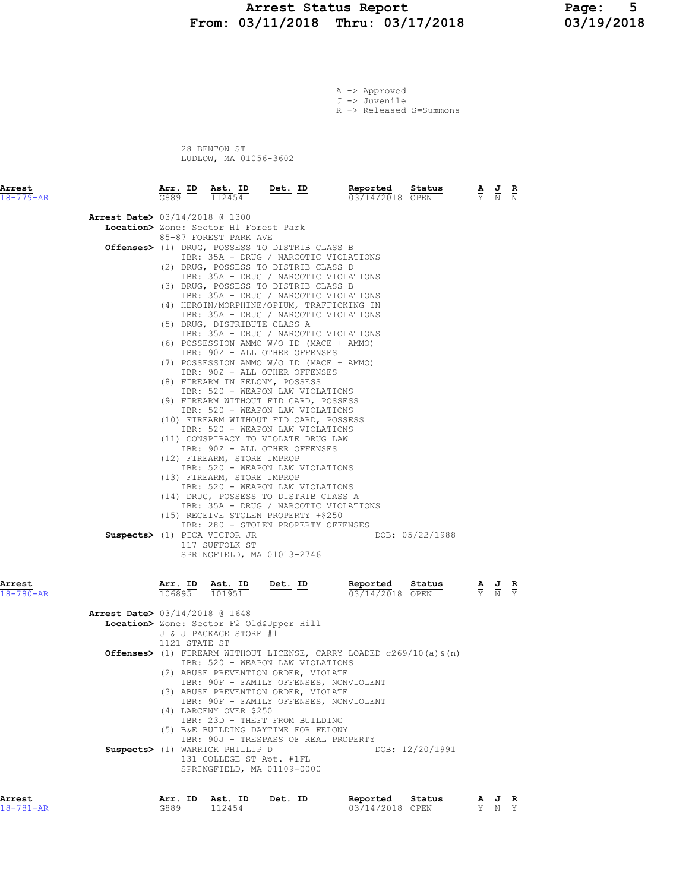A -> Approved
J -> Juvenile
R -> Released S=Summons

28 BENTON ST
LUDLOW, MA 01056-3602

| Arrest | Arr. ID | Ast. ID | Det. ID | Reported | Status | A | J | R |
|---|---|---|---|---|---|---|---|---|
| 18-779-AR | G889 | 112454 | | 03/14/2018 | OPEN | Y | N | N |

**Arrest Date>** 03/14/2018 @ 1300

**Location>** Zone: Sector H1 Forest Park
85-87 FOREST PARK AVE

**Offenses>**
(1) DRUG, POSSESS TO DISTRIB CLASS B
IBR: 35A - DRUG / NARCOTIC VIOLATIONS
(2) DRUG, POSSESS TO DISTRIB CLASS D
IBR: 35A - DRUG / NARCOTIC VIOLATIONS
(3) DRUG, POSSESS TO DISTRIB CLASS B
IBR: 35A - DRUG / NARCOTIC VIOLATIONS
(4) HEROIN/MORPHINE/OPIUM, TRAFFICKING IN
IBR: 35A - DRUG / NARCOTIC VIOLATIONS
(5) DRUG, DISTRIBUTE CLASS A
IBR: 35A - DRUG / NARCOTIC VIOLATIONS
(6) POSSESSION AMMO W/O ID (MACE + AMMO)
IBR: 90Z - ALL OTHER OFFENSES
(7) POSSESSION AMMO W/O ID (MACE + AMMO)
IBR: 90Z - ALL OTHER OFFENSES
(8) FIREARM IN FELONY, POSSESS
IBR: 520 - WEAPON LAW VIOLATIONS
(9) FIREARM WITHOUT FID CARD, POSSESS
IBR: 520 - WEAPON LAW VIOLATIONS
(10) FIREARM WITHOUT FID CARD, POSSESS
IBR: 520 - WEAPON LAW VIOLATIONS
(11) CONSPIRACY TO VIOLATE DRUG LAW
IBR: 90Z - ALL OTHER OFFENSES
(12) FIREARM, STORE IMPROP
IBR: 520 - WEAPON LAW VIOLATIONS
(13) FIREARM, STORE IMPROP
IBR: 520 - WEAPON LAW VIOLATIONS
(14) DRUG, POSSESS TO DISTRIB CLASS A
IBR: 35A - DRUG / NARCOTIC VIOLATIONS
(15) RECEIVE STOLEN PROPERTY +$250
IBR: 280 - STOLEN PROPERTY OFFENSES

**Suspects>** (1) PICA VICTOR JR — DOB: 05/22/1988
117 SUFFOLK ST
SPRINGFIELD, MA 01013-2746

| Arrest | Arr. ID | Ast. ID | Det. ID | Reported | Status | A | J | R |
|---|---|---|---|---|---|---|---|---|
| 18-780-AR | 106895 | 101951 | | 03/14/2018 | OPEN | Y | N | Y |

**Arrest Date>** 03/14/2018 @ 1648

**Location>** Zone: Sector F2 Old&Upper Hill
J & J PACKAGE STORE #1
1121 STATE ST

**Offenses>**
(1) FIREARM WITHOUT LICENSE, CARRY LOADED c269/10(a)&(n)
IBR: 520 - WEAPON LAW VIOLATIONS
(2) ABUSE PREVENTION ORDER, VIOLATE
IBR: 90F - FAMILY OFFENSES, NONVIOLENT
(3) ABUSE PREVENTION ORDER, VIOLATE
IBR: 90F - FAMILY OFFENSES, NONVIOLENT
(4) LARCENY OVER $250
IBR: 23D - THEFT FROM BUILDING
(5) B&E BUILDING DAYTIME FOR FELONY
IBR: 90J - TRESPASS OF REAL PROPERTY

**Suspects>** (1) WARRICK PHILLIP D — DOB: 12/20/1991
131 COLLEGE ST Apt. #1FL
SPRINGFIELD, MA 01109-0000

| Arrest | Arr. ID | Ast. ID | Det. ID | Reported | Status | A | J | R |
|---|---|---|---|---|---|---|---|---|
| 18-781-AR | G889 | 112454 | | 03/14/2018 | OPEN | Y | N | Y |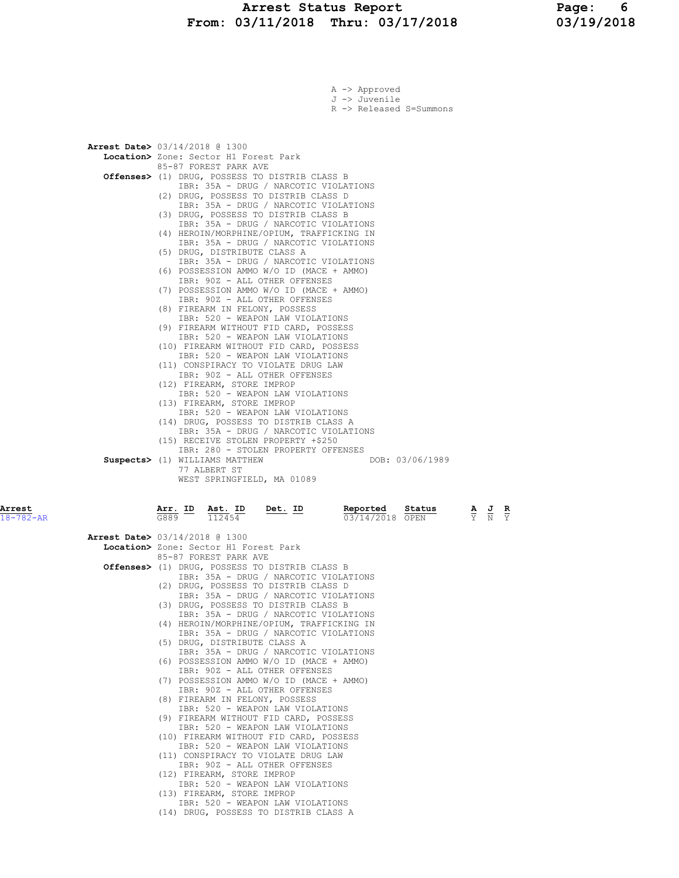A -> Approved
J -> Juvenile
R -> Released S=Summons

**Arrest Date>** 03/14/2018 @ 1300
**Location>** Zone: Sector H1 Forest Park
85-87 FOREST PARK AVE
**Offenses>** (1) DRUG, POSSESS TO DISTRIB CLASS B
IBR: 35A - DRUG / NARCOTIC VIOLATIONS
(2) DRUG, POSSESS TO DISTRIB CLASS D
IBR: 35A - DRUG / NARCOTIC VIOLATIONS
(3) DRUG, POSSESS TO DISTRIB CLASS B
IBR: 35A - DRUG / NARCOTIC VIOLATIONS
(4) HEROIN/MORPHINE/OPIUM, TRAFFICKING IN
IBR: 35A - DRUG / NARCOTIC VIOLATIONS
(5) DRUG, DISTRIBUTE CLASS A
IBR: 35A - DRUG / NARCOTIC VIOLATIONS
(6) POSSESSION AMMO W/O ID (MACE + AMMO)
IBR: 90Z - ALL OTHER OFFENSES
(7) POSSESSION AMMO W/O ID (MACE + AMMO)
IBR: 90Z - ALL OTHER OFFENSES
(8) FIREARM IN FELONY, POSSESS
IBR: 520 - WEAPON LAW VIOLATIONS
(9) FIREARM WITHOUT FID CARD, POSSESS
IBR: 520 - WEAPON LAW VIOLATIONS
(10) FIREARM WITHOUT FID CARD, POSSESS
IBR: 520 - WEAPON LAW VIOLATIONS
(11) CONSPIRACY TO VIOLATE DRUG LAW
IBR: 90Z - ALL OTHER OFFENSES
(12) FIREARM, STORE IMPROP
IBR: 520 - WEAPON LAW VIOLATIONS
(13) FIREARM, STORE IMPROP
IBR: 520 - WEAPON LAW VIOLATIONS
(14) DRUG, POSSESS TO DISTRIB CLASS A
IBR: 35A - DRUG / NARCOTIC VIOLATIONS
(15) RECEIVE STOLEN PROPERTY +$250
IBR: 280 - STOLEN PROPERTY OFFENSES
**Suspects>** (1) WILLIAMS MATTHEW DOB: 03/06/1989
77 ALBERT ST
WEST SPRINGFIELD, MA 01089

| Arrest | Arr. ID | Ast. ID | Det. ID | Reported | Status | A | J | R |
|---|---|---|---|---|---|---|---|---|
| 18-782-AR | G889 | 112454 | | 03/14/2018 | OPEN | Y | N | Y |

**Arrest Date>** 03/14/2018 @ 1300
**Location>** Zone: Sector H1 Forest Park
85-87 FOREST PARK AVE
**Offenses>** (1) DRUG, POSSESS TO DISTRIB CLASS B
IBR: 35A - DRUG / NARCOTIC VIOLATIONS
(2) DRUG, POSSESS TO DISTRIB CLASS D
IBR: 35A - DRUG / NARCOTIC VIOLATIONS
(3) DRUG, POSSESS TO DISTRIB CLASS B
IBR: 35A - DRUG / NARCOTIC VIOLATIONS
(4) HEROIN/MORPHINE/OPIUM, TRAFFICKING IN
IBR: 35A - DRUG / NARCOTIC VIOLATIONS
(5) DRUG, DISTRIBUTE CLASS A
IBR: 35A - DRUG / NARCOTIC VIOLATIONS
(6) POSSESSION AMMO W/O ID (MACE + AMMO)
IBR: 90Z - ALL OTHER OFFENSES
(7) POSSESSION AMMO W/O ID (MACE + AMMO)
IBR: 90Z - ALL OTHER OFFENSES
(8) FIREARM IN FELONY, POSSESS
IBR: 520 - WEAPON LAW VIOLATIONS
(9) FIREARM WITHOUT FID CARD, POSSESS
IBR: 520 - WEAPON LAW VIOLATIONS
(10) FIREARM WITHOUT FID CARD, POSSESS
IBR: 520 - WEAPON LAW VIOLATIONS
(11) CONSPIRACY TO VIOLATE DRUG LAW
IBR: 90Z - ALL OTHER OFFENSES
(12) FIREARM, STORE IMPROP
IBR: 520 - WEAPON LAW VIOLATIONS
(13) FIREARM, STORE IMPROP
IBR: 520 - WEAPON LAW VIOLATIONS
(14) DRUG, POSSESS TO DISTRIB CLASS A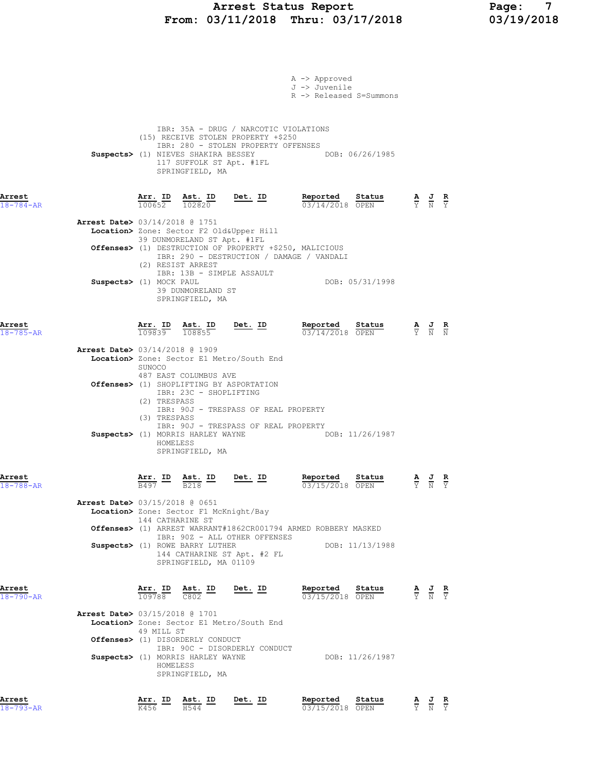A -> Approved
J -> Juvenile
R -> Released S=Summons

IBR: 35A - DRUG / NARCOTIC VIOLATIONS
(15) RECEIVE STOLEN PROPERTY +$250
IBR: 280 - STOLEN PROPERTY OFFENSES

**Suspects>** (1) NIEVES SHAKIRA BESSEY DOB: 06/26/1985
117 SUFFOLK ST Apt. #1FL
SPRINGFIELD, MA

---

**Arrest** 18-784-AR

| Arr. ID | Ast. ID | Det. ID | Reported | Status | A | J | R |
|---|---|---|---|---|---|---|---|
| 100652 | 102820 | | 03/14/2018 | OPEN | Y | N | Y |

**Arrest Date>** 03/14/2018 @ 1751
**Location>** Zone: Sector F2 Old&Upper Hill
39 DUNMORELAND ST Apt. #1FL
**Offenses>** (1) DESTRUCTION OF PROPERTY +$250, MALICIOUS
IBR: 290 - DESTRUCTION / DAMAGE / VANDALI
(2) RESIST ARREST
IBR: 13B - SIMPLE ASSAULT
**Suspects>** (1) MOCK PAUL DOB: 05/31/1998
39 DUNMORELAND ST
SPRINGFIELD, MA

---

**Arrest** 18-785-AR

| Arr. ID | Ast. ID | Det. ID | Reported | Status | A | J | R |
|---|---|---|---|---|---|---|---|
| 109839 | 108855 | | 03/14/2018 | OPEN | Y | N | N |

**Arrest Date>** 03/14/2018 @ 1909
**Location>** Zone: Sector E1 Metro/South End
SUNOCO
487 EAST COLUMBUS AVE
**Offenses>** (1) SHOPLIFTING BY ASPORTATION
IBR: 23C - SHOPLIFTING
(2) TRESPASS
IBR: 90J - TRESPASS OF REAL PROPERTY
(3) TRESPASS
IBR: 90J - TRESPASS OF REAL PROPERTY
**Suspects>** (1) MORRIS HARLEY WAYNE DOB: 11/26/1987
HOMELESS
SPRINGFIELD, MA

---

**Arrest** 18-788-AR

| Arr. ID | Ast. ID | Det. ID | Reported | Status | A | J | R |
|---|---|---|---|---|---|---|---|
| B497 | B218 | | 03/15/2018 | OPEN | Y | N | Y |

**Arrest Date>** 03/15/2018 @ 0651
**Location>** Zone: Sector F1 McKnight/Bay
144 CATHARINE ST
**Offenses>** (1) ARREST WARRANT#1862CR001794 ARMED ROBBERY MASKED
IBR: 90Z - ALL OTHER OFFENSES
**Suspects>** (1) ROWE BARRY LUTHER DOB: 11/13/1988
144 CATHARINE ST Apt. #2 FL
SPRINGFIELD, MA 01109

---

**Arrest** 18-790-AR

| Arr. ID | Ast. ID | Det. ID | Reported | Status | A | J | R |
|---|---|---|---|---|---|---|---|
| 109788 | C802 | | 03/15/2018 | OPEN | Y | N | Y |

**Arrest Date>** 03/15/2018 @ 1701
**Location>** Zone: Sector E1 Metro/South End
49 MILL ST
**Offenses>** (1) DISORDERLY CONDUCT
IBR: 90C - DISORDERLY CONDUCT
**Suspects>** (1) MORRIS HARLEY WAYNE DOB: 11/26/1987
HOMELESS
SPRINGFIELD, MA

---

**Arrest** 18-793-AR

| Arr. ID | Ast. ID | Det. ID | Reported | Status | A | J | R |
|---|---|---|---|---|---|---|---|
| K456 | H544 | | 03/15/2018 | OPEN | Y | N | Y |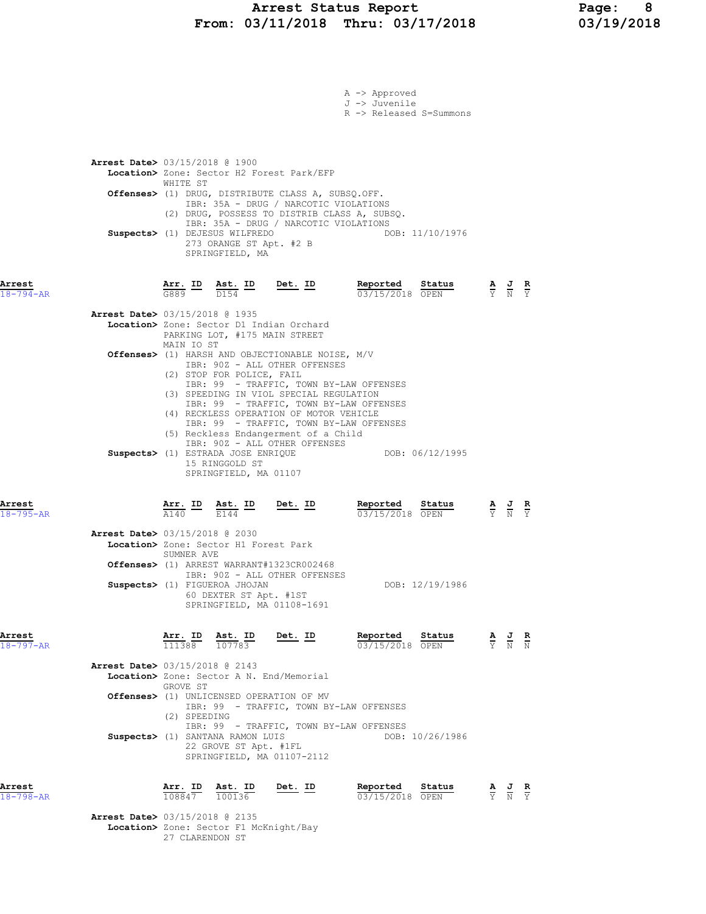A -> Approved
J -> Juvenile
R -> Released S=Summons

**Arrest Date>** 03/15/2018 @ 1900
**Location>** Zone: Sector H2 Forest Park/EFP
WHITE ST
**Offenses>** (1) DRUG, DISTRIBUTE CLASS A, SUBSQ.OFF.
IBR: 35A - DRUG / NARCOTIC VIOLATIONS
(2) DRUG, POSSESS TO DISTRIB CLASS A, SUBSQ.
IBR: 35A - DRUG / NARCOTIC VIOLATIONS
**Suspects>** (1) DEJESUS WILFREDO DOB: 11/10/1976
273 ORANGE ST Apt. #2 B
SPRINGFIELD, MA

| Arrest | Arr. ID | Ast. ID | Det. ID | Reported | Status | A | J | R |
|---|---|---|---|---|---|---|---|---|
| 18-794-AR | G889 | D154 | | 03/15/2018 | OPEN | Y | N | Y |

**Arrest Date>** 03/15/2018 @ 1935
**Location>** Zone: Sector D1 Indian Orchard
PARKING LOT, #175 MAIN STREET
MAIN IO ST
**Offenses>** (1) HARSH AND OBJECTIONABLE NOISE, M/V
IBR: 90Z - ALL OTHER OFFENSES
(2) STOP FOR POLICE, FAIL
IBR: 99 - TRAFFIC, TOWN BY-LAW OFFENSES
(3) SPEEDING IN VIOL SPECIAL REGULATION
IBR: 99 - TRAFFIC, TOWN BY-LAW OFFENSES
(4) RECKLESS OPERATION OF MOTOR VEHICLE
IBR: 99 - TRAFFIC, TOWN BY-LAW OFFENSES
(5) Reckless Endangerment of a Child
IBR: 90Z - ALL OTHER OFFENSES
**Suspects>** (1) ESTRADA JOSE ENRIQUE DOB: 06/12/1995
15 RINGGOLD ST
SPRINGFIELD, MA 01107

| Arrest | Arr. ID | Ast. ID | Det. ID | Reported | Status | A | J | R |
|---|---|---|---|---|---|---|---|---|
| 18-795-AR | A140 | E144 | | 03/15/2018 | OPEN | Y | N | Y |

**Arrest Date>** 03/15/2018 @ 2030
**Location>** Zone: Sector H1 Forest Park
SUMNER AVE
**Offenses>** (1) ARREST WARRANT#1323CR002468
IBR: 90Z - ALL OTHER OFFENSES
**Suspects>** (1) FIGUEROA JHOJAN DOB: 12/19/1986
60 DEXTER ST Apt. #1ST
SPRINGFIELD, MA 01108-1691

| Arrest | Arr. ID | Ast. ID | Det. ID | Reported | Status | A | J | R |
|---|---|---|---|---|---|---|---|---|
| 18-797-AR | 111388 | 107783 | | 03/15/2018 | OPEN | Y | N | N |

**Arrest Date>** 03/15/2018 @ 2143
**Location>** Zone: Sector A N. End/Memorial
GROVE ST
**Offenses>** (1) UNLICENSED OPERATION OF MV
IBR: 99 - TRAFFIC, TOWN BY-LAW OFFENSES
(2) SPEEDING
IBR: 99 - TRAFFIC, TOWN BY-LAW OFFENSES
**Suspects>** (1) SANTANA RAMON LUIS DOB: 10/26/1986
22 GROVE ST Apt. #1FL
SPRINGFIELD, MA 01107-2112

| Arrest | Arr. ID | Ast. ID | Det. ID | Reported | Status | A | J | R |
|---|---|---|---|---|---|---|---|---|
| 18-798-AR | 108847 | 100136 | | 03/15/2018 | OPEN | Y | N | Y |

**Arrest Date>** 03/15/2018 @ 2135
**Location>** Zone: Sector F1 McKnight/Bay
27 CLARENDON ST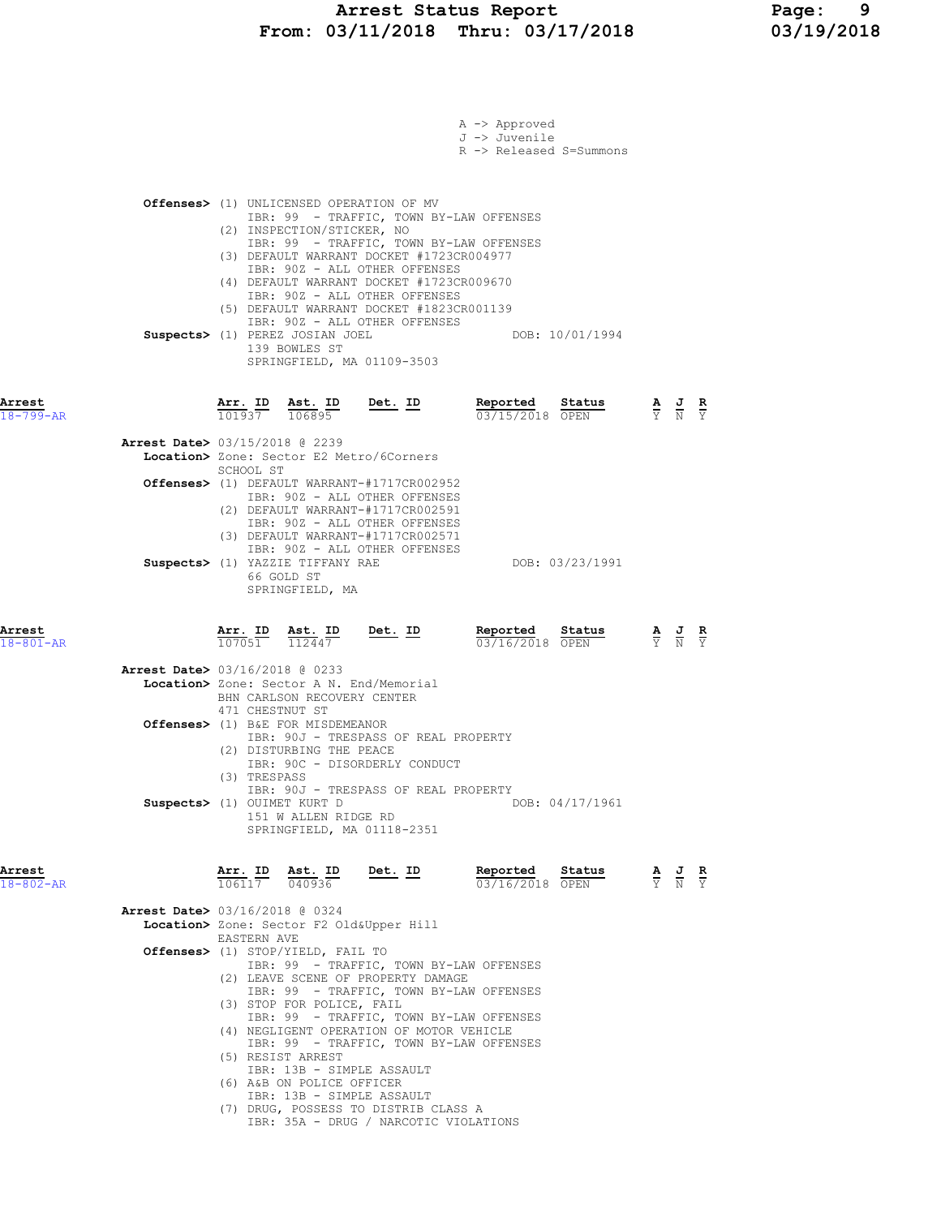A -> Approved
J -> Juvenile
R -> Released S=Summons

**Offenses>** (1) UNLICENSED OPERATION OF MV
IBR: 99 - TRAFFIC, TOWN BY-LAW OFFENSES
(2) INSPECTION/STICKER, NO
IBR: 99 - TRAFFIC, TOWN BY-LAW OFFENSES
(3) DEFAULT WARRANT DOCKET #1723CR004977
IBR: 90Z - ALL OTHER OFFENSES
(4) DEFAULT WARRANT DOCKET #1723CR009670
IBR: 90Z - ALL OTHER OFFENSES
(5) DEFAULT WARRANT DOCKET #1823CR001139
IBR: 90Z - ALL OTHER OFFENSES
**Suspects>** (1) PEREZ JOSIAN JOEL DOB: 10/01/1994
139 BOWLES ST
SPRINGFIELD, MA 01109-3503

| Arrest | Arr. ID | Ast. ID | Det. ID | Reported | Status | A | J | R |
|---|---|---|---|---|---|---|---|---|
| 18-799-AR | 101937 | 106895 | | 03/15/2018 | OPEN | Y | N | Y |

**Arrest Date>** 03/15/2018 @ 2239
**Location>** Zone: Sector E2 Metro/6Corners
SCHOOL ST
**Offenses>** (1) DEFAULT WARRANT-#1717CR002952
IBR: 90Z - ALL OTHER OFFENSES
(2) DEFAULT WARRANT-#1717CR002591
IBR: 90Z - ALL OTHER OFFENSES
(3) DEFAULT WARRANT-#1717CR002571
IBR: 90Z - ALL OTHER OFFENSES
**Suspects>** (1) YAZZIE TIFFANY RAE DOB: 03/23/1991
66 GOLD ST
SPRINGFIELD, MA

| Arrest | Arr. ID | Ast. ID | Det. ID | Reported | Status | A | J | R |
|---|---|---|---|---|---|---|---|---|
| 18-801-AR | 107051 | 112447 | | 03/16/2018 | OPEN | Y | N | Y |

**Arrest Date>** 03/16/2018 @ 0233
**Location>** Zone: Sector A N. End/Memorial
BHN CARLSON RECOVERY CENTER
471 CHESTNUT ST
**Offenses>** (1) B&E FOR MISDEMEANOR
IBR: 90J - TRESPASS OF REAL PROPERTY
(2) DISTURBING THE PEACE
IBR: 90C - DISORDERLY CONDUCT
(3) TRESPASS
IBR: 90J - TRESPASS OF REAL PROPERTY
**Suspects>** (1) OUIMET KURT D DOB: 04/17/1961
151 W ALLEN RIDGE RD
SPRINGFIELD, MA 01118-2351

| Arrest | Arr. ID | Ast. ID | Det. ID | Reported | Status | A | J | R |
|---|---|---|---|---|---|---|---|---|
| 18-802-AR | 106117 | 040936 | | 03/16/2018 | OPEN | Y | N | Y |

**Arrest Date>** 03/16/2018 @ 0324
**Location>** Zone: Sector F2 Old&Upper Hill
EASTERN AVE
**Offenses>** (1) STOP/YIELD, FAIL TO
IBR: 99 - TRAFFIC, TOWN BY-LAW OFFENSES
(2) LEAVE SCENE OF PROPERTY DAMAGE
IBR: 99 - TRAFFIC, TOWN BY-LAW OFFENSES
(3) STOP FOR POLICE, FAIL
IBR: 99 - TRAFFIC, TOWN BY-LAW OFFENSES
(4) NEGLIGENT OPERATION OF MOTOR VEHICLE
IBR: 99 - TRAFFIC, TOWN BY-LAW OFFENSES
(5) RESIST ARREST
IBR: 13B - SIMPLE ASSAULT
(6) A&B ON POLICE OFFICER
IBR: 13B - SIMPLE ASSAULT
(7) DRUG, POSSESS TO DISTRIB CLASS A
IBR: 35A - DRUG / NARCOTIC VIOLATIONS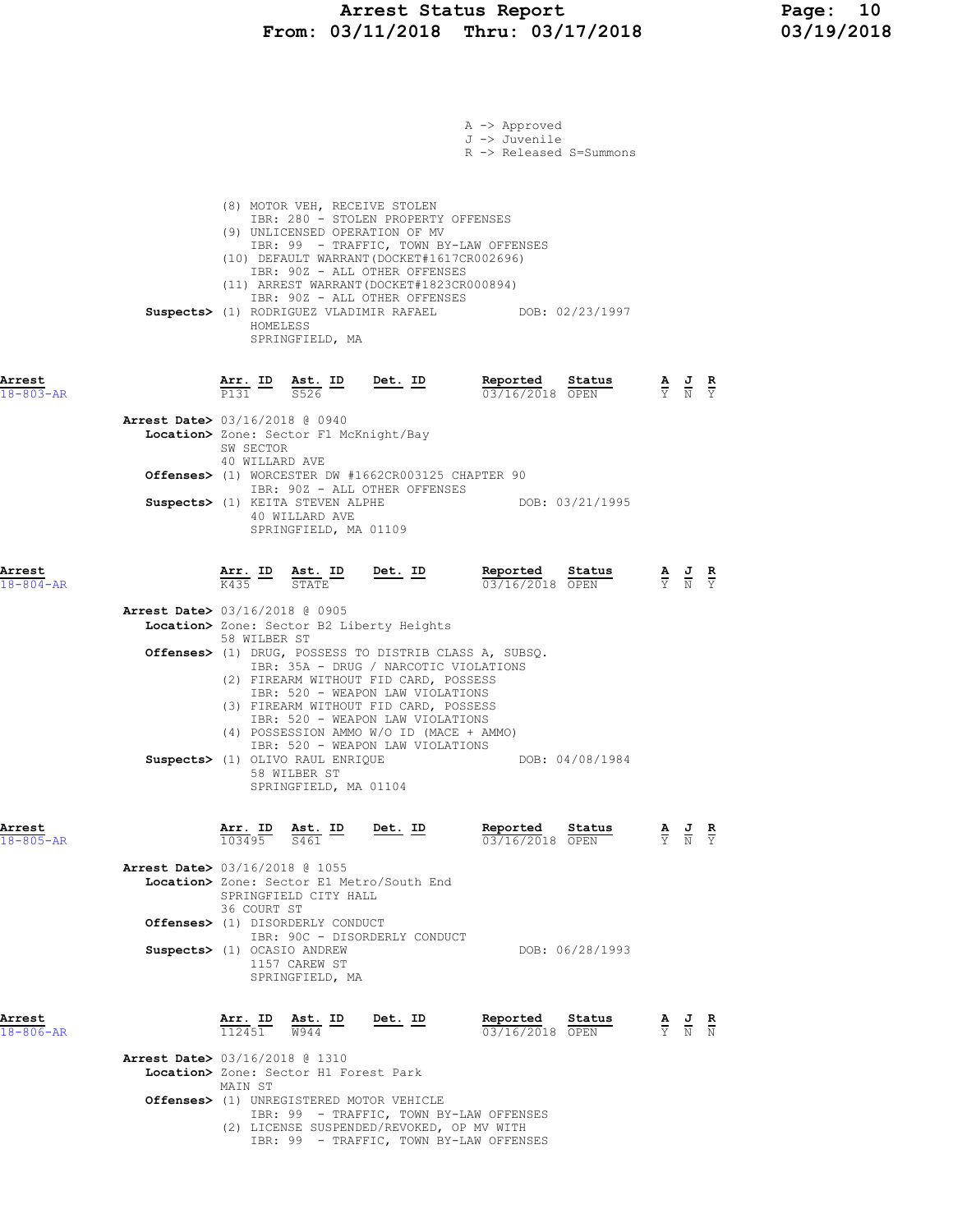A -> Approved
J -> Juvenile
R -> Released S=Summons

(8) MOTOR VEH, RECEIVE STOLEN
IBR: 280 - STOLEN PROPERTY OFFENSES
(9) UNLICENSED OPERATION OF MV
IBR: 99 - TRAFFIC, TOWN BY-LAW OFFENSES
(10) DEFAULT WARRANT(DOCKET#1617CR002696)
IBR: 90Z - ALL OTHER OFFENSES
(11) ARREST WARRANT(DOCKET#1823CR000894)
IBR: 90Z - ALL OTHER OFFENSES

**Suspects>** (1) RODRIGUEZ VLADIMIR RAFAEL DOB: 02/23/1997
HOMELESS
SPRINGFIELD, MA

| Arrest | Arr. ID | Ast. ID | Det. ID | Reported | Status | A | J | R |
|---|---|---|---|---|---|---|---|---|
| 18-803-AR | P131 | S526 | | 03/16/2018 | OPEN | Y | N | Y |

**Arrest Date>** 03/16/2018 @ 0940
**Location>** Zone: Sector F1 McKnight/Bay
SW SECTOR
40 WILLARD AVE
**Offenses>** (1) WORCESTER DW #1662CR003125 CHAPTER 90
IBR: 90Z - ALL OTHER OFFENSES
**Suspects>** (1) KEITA STEVEN ALPHE DOB: 03/21/1995
40 WILLARD AVE
SPRINGFIELD, MA 01109

| Arrest | Arr. ID | Ast. ID | Det. ID | Reported | Status | A | J | R |
|---|---|---|---|---|---|---|---|---|
| 18-804-AR | K435 | STATE | | 03/16/2018 | OPEN | Y | N | Y |

**Arrest Date>** 03/16/2018 @ 0905
**Location>** Zone: Sector B2 Liberty Heights
58 WILBER ST
**Offenses>** (1) DRUG, POSSESS TO DISTRIB CLASS A, SUBSQ.
IBR: 35A - DRUG / NARCOTIC VIOLATIONS
(2) FIREARM WITHOUT FID CARD, POSSESS
IBR: 520 - WEAPON LAW VIOLATIONS
(3) FIREARM WITHOUT FID CARD, POSSESS
IBR: 520 - WEAPON LAW VIOLATIONS
(4) POSSESSION AMMO W/O ID (MACE + AMMO)
IBR: 520 - WEAPON LAW VIOLATIONS
**Suspects>** (1) OLIVO RAUL ENRIQUE DOB: 04/08/1984
58 WILBER ST
SPRINGFIELD, MA 01104

| Arrest | Arr. ID | Ast. ID | Det. ID | Reported | Status | A | J | R |
|---|---|---|---|---|---|---|---|---|
| 18-805-AR | 103495 | S461 | | 03/16/2018 | OPEN | Y | N | Y |

**Arrest Date>** 03/16/2018 @ 1055
**Location>** Zone: Sector E1 Metro/South End
SPRINGFIELD CITY HALL
36 COURT ST
**Offenses>** (1) DISORDERLY CONDUCT
IBR: 90C - DISORDERLY CONDUCT
**Suspects>** (1) OCASIO ANDREW DOB: 06/28/1993
1157 CAREW ST
SPRINGFIELD, MA

| Arrest | Arr. ID | Ast. ID | Det. ID | Reported | Status | A | J | R |
|---|---|---|---|---|---|---|---|---|
| 18-806-AR | 112451 | W944 | | 03/16/2018 | OPEN | Y | N | N |

**Arrest Date>** 03/16/2018 @ 1310
**Location>** Zone: Sector H1 Forest Park
MAIN ST
**Offenses>** (1) UNREGISTERED MOTOR VEHICLE
IBR: 99 - TRAFFIC, TOWN BY-LAW OFFENSES
(2) LICENSE SUSPENDED/REVOKED, OP MV WITH
IBR: 99 - TRAFFIC, TOWN BY-LAW OFFENSES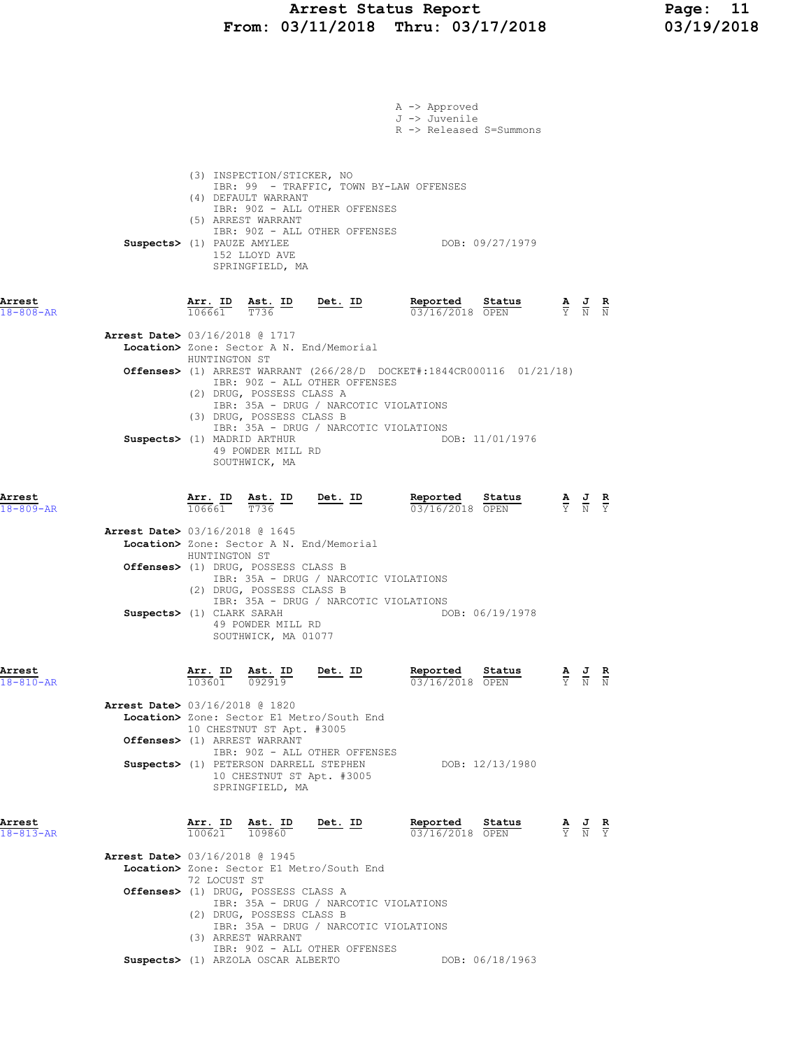A -> Approved
J -> Juvenile
R -> Released S=Summons

(3) INSPECTION/STICKER, NO
IBR: 99 - TRAFFIC, TOWN BY-LAW OFFENSES
(4) DEFAULT WARRANT
IBR: 90Z - ALL OTHER OFFENSES
(5) ARREST WARRANT
IBR: 90Z - ALL OTHER OFFENSES

**Suspects>** (1) PAUZE AMYLEE DOB: 09/27/1979
152 LLOYD AVE
SPRINGFIELD, MA

---

**Arrest** 18-808-AR

| Arr. ID | Ast. ID | Det. ID | Reported | Status | A | J | R |
|---|---|---|---|---|---|---|---|
| 106661 | T736 | | 03/16/2018 | OPEN | Y | N | N |

**Arrest Date>** 03/16/2018 @ 1717
**Location>** Zone: Sector A N. End/Memorial
HUNTINGTON ST
**Offenses>** (1) ARREST WARRANT (266/28/D DOCKET#:1844CR000116 01/21/18)
IBR: 90Z - ALL OTHER OFFENSES
(2) DRUG, POSSESS CLASS A
IBR: 35A - DRUG / NARCOTIC VIOLATIONS
(3) DRUG, POSSESS CLASS B
IBR: 35A - DRUG / NARCOTIC VIOLATIONS
**Suspects>** (1) MADRID ARTHUR DOB: 11/01/1976
49 POWDER MILL RD
SOUTHWICK, MA

---

**Arrest** 18-809-AR

| Arr. ID | Ast. ID | Det. ID | Reported | Status | A | J | R |
|---|---|---|---|---|---|---|---|
| 106661 | T736 | | 03/16/2018 | OPEN | Y | N | Y |

**Arrest Date>** 03/16/2018 @ 1645
**Location>** Zone: Sector A N. End/Memorial
HUNTINGTON ST
**Offenses>** (1) DRUG, POSSESS CLASS B
IBR: 35A - DRUG / NARCOTIC VIOLATIONS
(2) DRUG, POSSESS CLASS B
IBR: 35A - DRUG / NARCOTIC VIOLATIONS
**Suspects>** (1) CLARK SARAH DOB: 06/19/1978
49 POWDER MILL RD
SOUTHWICK, MA 01077

---

**Arrest** 18-810-AR

| Arr. ID | Ast. ID | Det. ID | Reported | Status | A | J | R |
|---|---|---|---|---|---|---|---|
| 103601 | 092919 | | 03/16/2018 | OPEN | Y | N | N |

**Arrest Date>** 03/16/2018 @ 1820
**Location>** Zone: Sector E1 Metro/South End
10 CHESTNUT ST Apt. #3005
**Offenses>** (1) ARREST WARRANT
IBR: 90Z - ALL OTHER OFFENSES
**Suspects>** (1) PETERSON DARRELL STEPHEN DOB: 12/13/1980
10 CHESTNUT ST Apt. #3005
SPRINGFIELD, MA

---

**Arrest** 18-813-AR

| Arr. ID | Ast. ID | Det. ID | Reported | Status | A | J | R |
|---|---|---|---|---|---|---|---|
| 100621 | 109860 | | 03/16/2018 | OPEN | Y | N | Y |

**Arrest Date>** 03/16/2018 @ 1945
**Location>** Zone: Sector E1 Metro/South End
72 LOCUST ST
**Offenses>** (1) DRUG, POSSESS CLASS A
IBR: 35A - DRUG / NARCOTIC VIOLATIONS
(2) DRUG, POSSESS CLASS B
IBR: 35A - DRUG / NARCOTIC VIOLATIONS
(3) ARREST WARRANT
IBR: 90Z - ALL OTHER OFFENSES
**Suspects>** (1) ARZOLA OSCAR ALBERTO DOB: 06/18/1963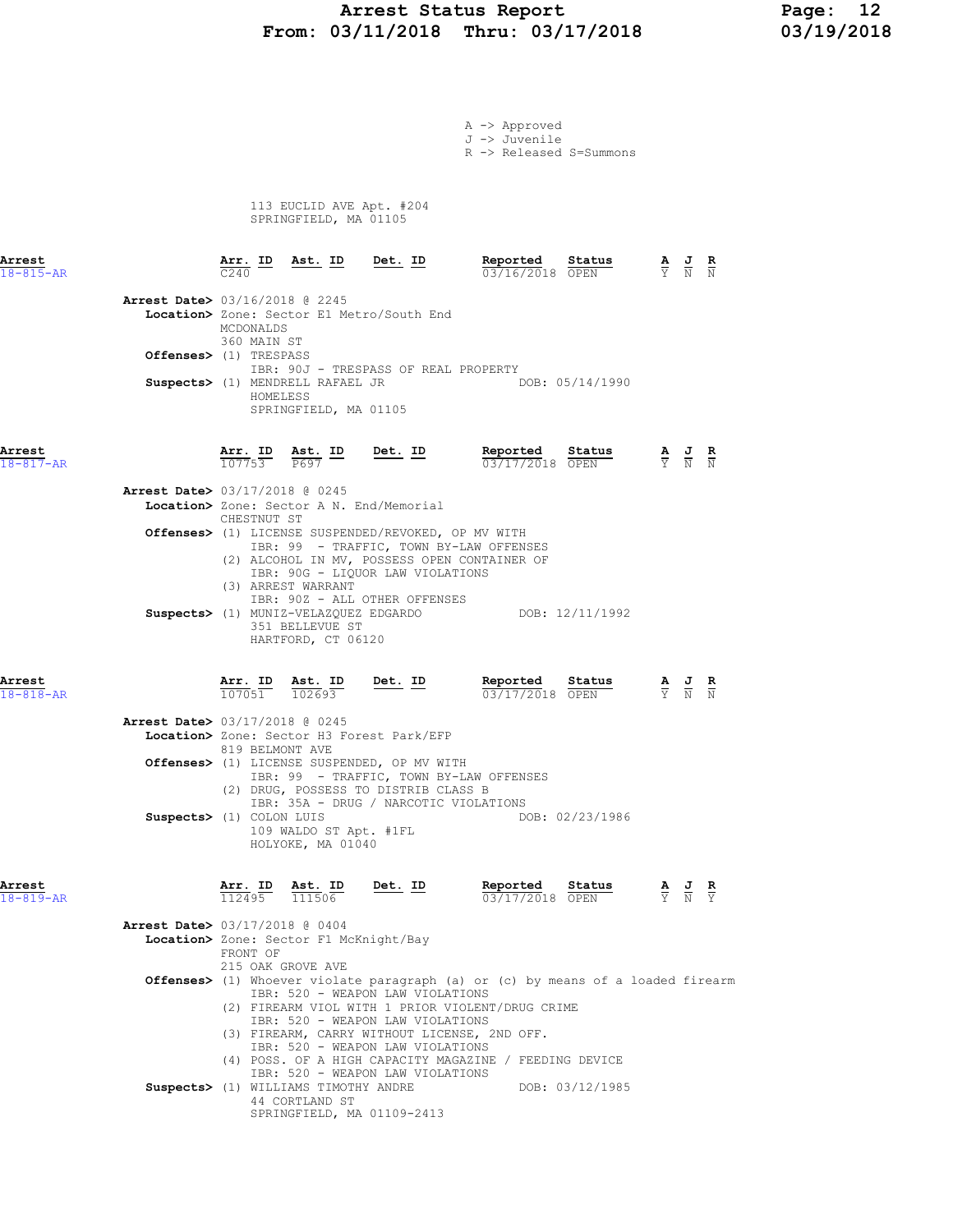A -> Approved
J -> Juvenile
R -> Released S=Summons

113 EUCLID AVE Apt. #204
SPRINGFIELD, MA 01105

**Arrest** 18-815-AR

| Arr. ID | Ast. ID | Det. ID | Reported | Status | A | J | R |
|---|---|---|---|---|---|---|---|
| C240 | | | 03/16/2018 | OPEN | Y | N | N |

**Arrest Date>** 03/16/2018 @ 2245
**Location>** Zone: Sector E1 Metro/South End
MCDONALDS
360 MAIN ST
**Offenses>** (1) TRESPASS
IBR: 90J - TRESPASS OF REAL PROPERTY
**Suspects>** (1) MENDRELL RAFAEL JR DOB: 05/14/1990
HOMELESS
SPRINGFIELD, MA 01105

**Arrest** 18-817-AR

| Arr. ID | Ast. ID | Det. ID | Reported | Status | A | J | R |
|---|---|---|---|---|---|---|---|
| 107753 | P697 | | 03/17/2018 | OPEN | Y | N | N |

**Arrest Date>** 03/17/2018 @ 0245
**Location>** Zone: Sector A N. End/Memorial
CHESTNUT ST
**Offenses>** (1) LICENSE SUSPENDED/REVOKED, OP MV WITH
IBR: 99 - TRAFFIC, TOWN BY-LAW OFFENSES
(2) ALCOHOL IN MV, POSSESS OPEN CONTAINER OF
IBR: 90G - LIQUOR LAW VIOLATIONS
(3) ARREST WARRANT
IBR: 90Z - ALL OTHER OFFENSES
**Suspects>** (1) MUNIZ-VELAZQUEZ EDGARDO DOB: 12/11/1992
351 BELLEVUE ST
HARTFORD, CT 06120

**Arrest** 18-818-AR

| Arr. ID | Ast. ID | Det. ID | Reported | Status | A | J | R |
|---|---|---|---|---|---|---|---|
| 107051 | 102693 | | 03/17/2018 | OPEN | Y | N | N |

**Arrest Date>** 03/17/2018 @ 0245
**Location>** Zone: Sector H3 Forest Park/EFP
819 BELMONT AVE
**Offenses>** (1) LICENSE SUSPENDED, OP MV WITH
IBR: 99 - TRAFFIC, TOWN BY-LAW OFFENSES
(2) DRUG, POSSESS TO DISTRIB CLASS B
IBR: 35A - DRUG / NARCOTIC VIOLATIONS
**Suspects>** (1) COLON LUIS DOB: 02/23/1986
109 WALDO ST Apt. #1FL
HOLYOKE, MA 01040

**Arrest** 18-819-AR

| Arr. ID | Ast. ID | Det. ID | Reported | Status | A | J | R |
|---|---|---|---|---|---|---|---|
| 112495 | 111506 | | 03/17/2018 | OPEN | Y | N | Y |

**Arrest Date>** 03/17/2018 @ 0404
**Location>** Zone: Sector F1 McKnight/Bay
FRONT OF
215 OAK GROVE AVE
**Offenses>** (1) Whoever violate paragraph (a) or (c) by means of a loaded firearm
IBR: 520 - WEAPON LAW VIOLATIONS
(2) FIREARM VIOL WITH 1 PRIOR VIOLENT/DRUG CRIME
IBR: 520 - WEAPON LAW VIOLATIONS
(3) FIREARM, CARRY WITHOUT LICENSE, 2ND OFF.
IBR: 520 - WEAPON LAW VIOLATIONS
(4) POSS. OF A HIGH CAPACITY MAGAZINE / FEEDING DEVICE
IBR: 520 - WEAPON LAW VIOLATIONS
**Suspects>** (1) WILLIAMS TIMOTHY ANDRE DOB: 03/12/1985
44 CORTLAND ST
SPRINGFIELD, MA 01109-2413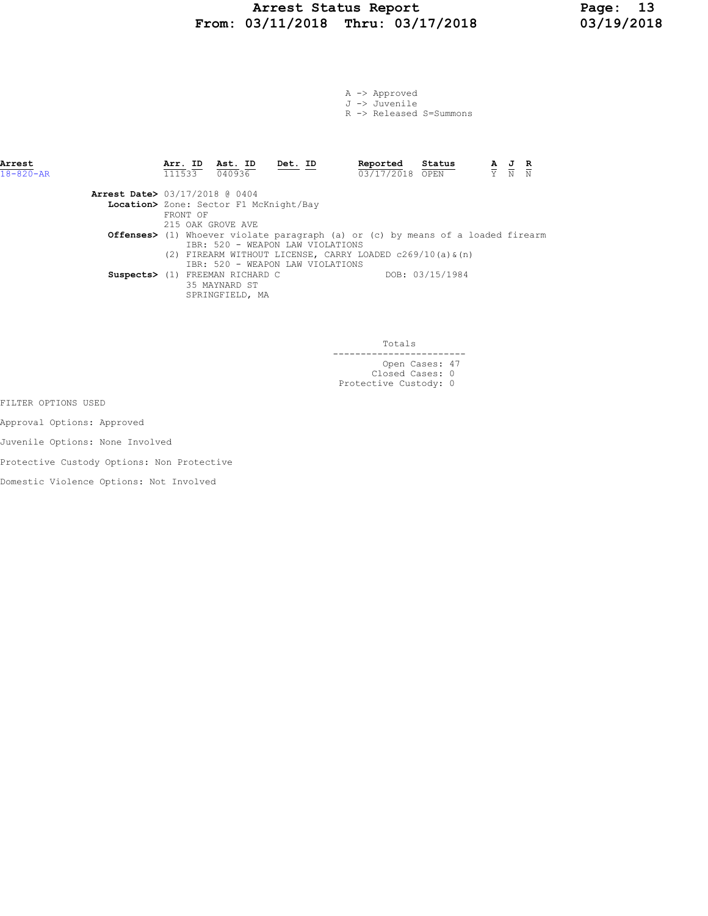A -> Approved
J -> Juvenile
R -> Released S=Summons

| Arrest | Arr. ID | Ast. ID | Det. ID | Reported | Status | A | J | R |
|---|---|---|---|---|---|---|---|---|
| 18-820-AR | 111533 | 040936 | | 03/17/2018 | OPEN | Y | N | N |

**Arrest Date>** 03/17/2018 @ 0404

**Location>** Zone: Sector F1 McKnight/Bay
FRONT OF
215 OAK GROVE AVE

**Offenses>** (1) Whoever violate paragraph (a) or (c) by means of a loaded firearm
IBR: 520 - WEAPON LAW VIOLATIONS
(2) FIREARM WITHOUT LICENSE, CARRY LOADED c269/10(a)&(n)
IBR: 520 - WEAPON LAW VIOLATIONS

**Suspects>** (1) FREEMAN RICHARD C — DOB: 03/15/1984
35 MAYNARD ST
SPRINGFIELD, MA

Totals

Open Cases: 47
Closed Cases: 0
Protective Custody: 0

FILTER OPTIONS USED

Approval Options: Approved

Juvenile Options: None Involved

Protective Custody Options: Non Protective

Domestic Violence Options: Not Involved